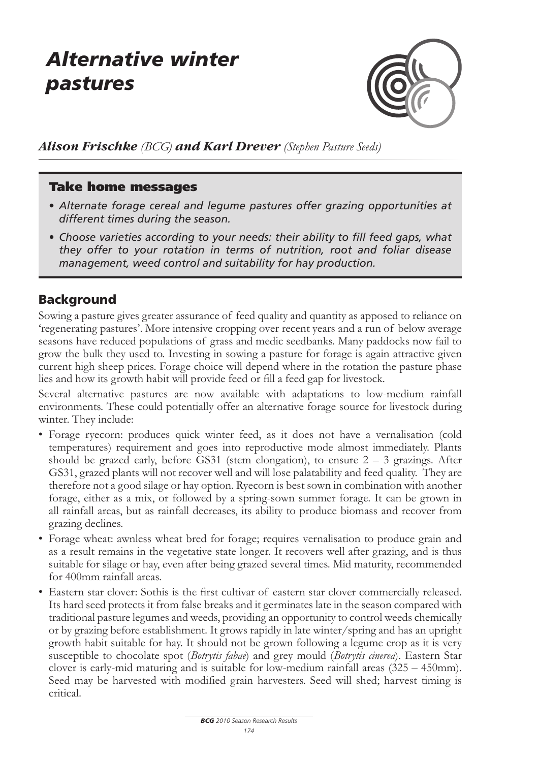# *Alternative winter pastures*

***Alison Frischke** (BCG) **and Karl Drever** (Stephen Pasture Seeds)*

## Take home messages

- *Alternate forage cereal and legume pastures offer grazing opportunities at different times during the season.*
- *Choose varieties according to your needs: their ability to fill feed gaps, what they offer to your rotation in terms of nutrition, root and foliar disease management, weed control and suitability for hay production.*

## Background

Sowing a pasture gives greater assurance of feed quality and quantity as apposed to reliance on 'regenerating pastures'. More intensive cropping over recent years and a run of below average seasons have reduced populations of grass and medic seedbanks. Many paddocks now fail to grow the bulk they used to. Investing in sowing a pasture for forage is again attractive given current high sheep prices. Forage choice will depend where in the rotation the pasture phase lies and how its growth habit will provide feed or fill a feed gap for livestock.

Several alternative pastures are now available with adaptations to low-medium rainfall environments. These could potentially offer an alternative forage source for livestock during winter. They include:

- Forage ryecorn: produces quick winter feed, as it does not have a vernalisation (cold temperatures) requirement and goes into reproductive mode almost immediately. Plants should be grazed early, before GS31 (stem elongation), to ensure 2 – 3 grazings. After GS31, grazed plants will not recover well and will lose palatability and feed quality. They are therefore not a good silage or hay option. Ryecorn is best sown in combination with another forage, either as a mix, or followed by a spring-sown summer forage. It can be grown in all rainfall areas, but as rainfall decreases, its ability to produce biomass and recover from grazing declines.
- Forage wheat: awnless wheat bred for forage; requires vernalisation to produce grain and as a result remains in the vegetative state longer. It recovers well after grazing, and is thus suitable for silage or hay, even after being grazed several times. Mid maturity, recommended for 400mm rainfall areas.
- Eastern star clover: Sothis is the first cultivar of eastern star clover commercially released. Its hard seed protects it from false breaks and it germinates late in the season compared with traditional pasture legumes and weeds, providing an opportunity to control weeds chemically or by grazing before establishment. It grows rapidly in late winter/spring and has an upright growth habit suitable for hay. It should not be grown following a legume crop as it is very susceptible to chocolate spot (*Botrytis fabae*) and grey mould (*Botrytis cinerea*). Eastern Star clover is early-mid maturing and is suitable for low-medium rainfall areas (325 – 450mm). Seed may be harvested with modified grain harvesters. Seed will shed; harvest timing is critical.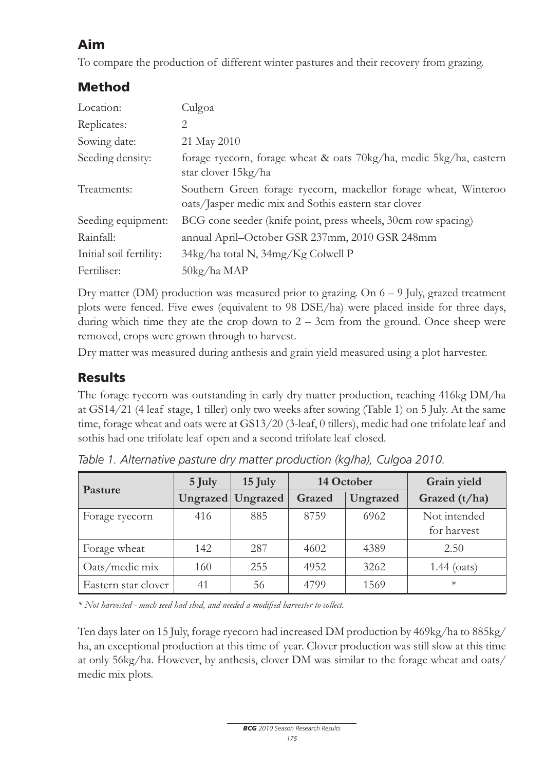## Aim

To compare the production of different winter pastures and their recovery from grazing.

## Method

| | |
|---|---|
| Location: | Culgoa |
| Replicates: | 2 |
| Sowing date: | 21 May 2010 |
| Seeding density: | forage ryecorn, forage wheat & oats 70kg/ha, medic 5kg/ha, eastern star clover 15kg/ha |
| Treatments: | Southern Green forage ryecorn, mackellor forage wheat, Winteroo oats/Jasper medic mix and Sothis eastern star clover |
| Seeding equipment: | BCG cone seeder (knife point, press wheels, 30cm row spacing) |
| Rainfall: | annual April–October GSR 237mm, 2010 GSR 248mm |
| Initial soil fertility: | 34kg/ha total N, 34mg/Kg Colwell P |
| Fertiliser: | 50kg/ha MAP |

Dry matter (DM) production was measured prior to grazing. On 6 – 9 July, grazed treatment plots were fenced. Five ewes (equivalent to 98 DSE/ha) were placed inside for three days, during which time they ate the crop down to 2 – 3cm from the ground. Once sheep were removed, crops were grown through to harvest.

Dry matter was measured during anthesis and grain yield measured using a plot harvester.

## Results

The forage ryecorn was outstanding in early dry matter production, reaching 416kg DM/ha at GS14/21 (4 leaf stage, 1 tiller) only two weeks after sowing (Table 1) on 5 July. At the same time, forage wheat and oats were at GS13/20 (3-leaf, 0 tillers), medic had one trifolate leaf and sothis had one trifolate leaf open and a second trifolate leaf closed.

*Table 1. Alternative pasture dry matter production (kg/ha), Culgoa 2010.*

| Pasture | 5 July | 15 July | 14 October | | Grain yield |
|---|---|---|---|---|---|
| | Ungrazed | Ungrazed | Grazed | Ungrazed | Grazed (t/ha) |
| Forage ryecorn | 416 | 885 | 8759 | 6962 | Not intended for harvest |
| Forage wheat | 142 | 287 | 4602 | 4389 | 2.50 |
| Oats/medic mix | 160 | 255 | 4952 | 3262 | 1.44 (oats) |
| Eastern star clover | 41 | 56 | 4799 | 1569 | * |

*\* Not harvested - much seed had shed, and needed a modified harvester to collect.*

Ten days later on 15 July, forage ryecorn had increased DM production by 469kg/ha to 885kg/ha, an exceptional production at this time of year. Clover production was still slow at this time at only 56kg/ha. However, by anthesis, clover DM was similar to the forage wheat and oats/medic mix plots.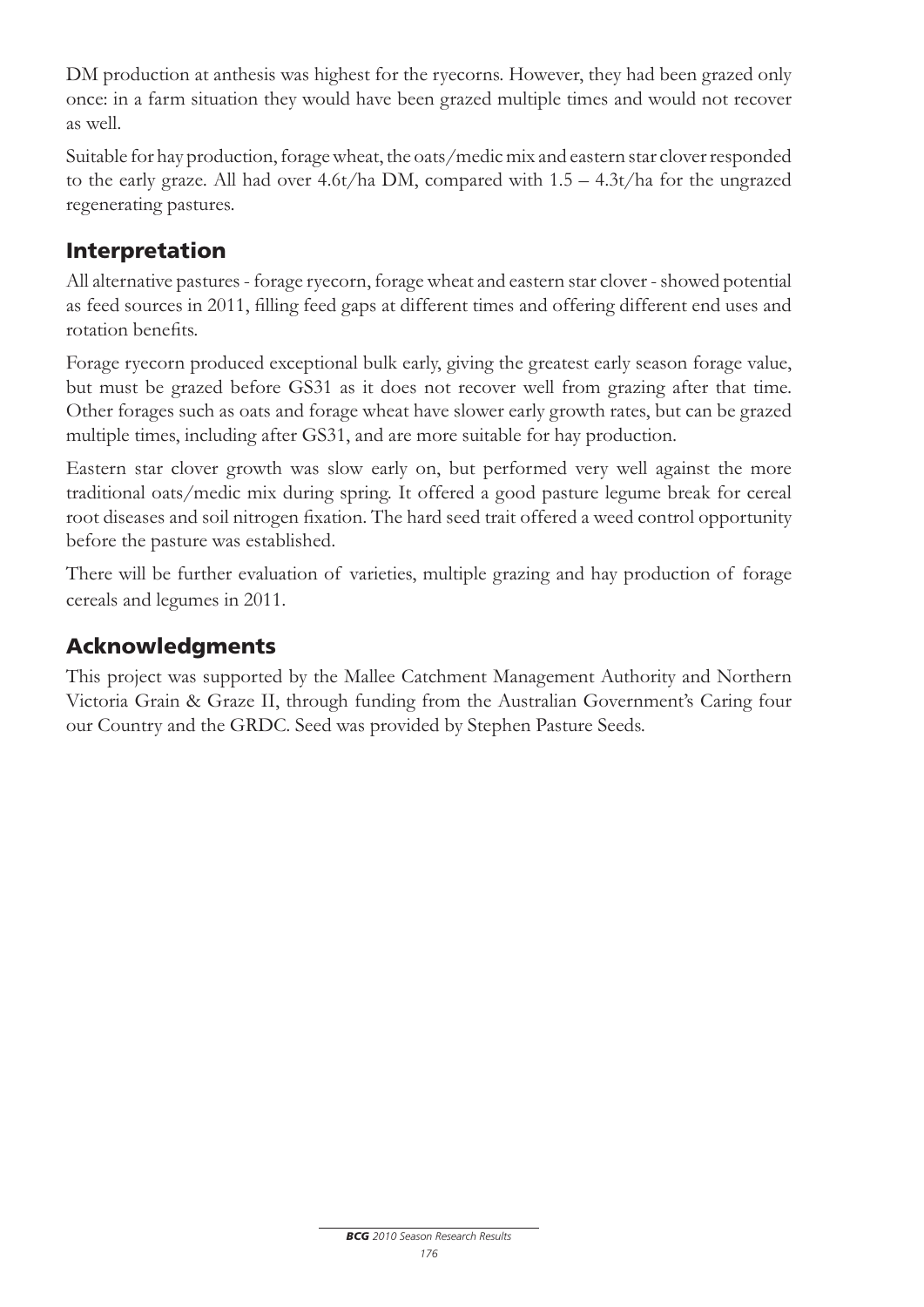DM production at anthesis was highest for the ryecorns. However, they had been grazed only once: in a farm situation they would have been grazed multiple times and would not recover as well.

Suitable for hay production, forage wheat, the oats/medic mix and eastern star clover responded to the early graze. All had over 4.6t/ha DM, compared with 1.5 – 4.3t/ha for the ungrazed regenerating pastures.

## Interpretation

All alternative pastures - forage ryecorn, forage wheat and eastern star clover - showed potential as feed sources in 2011, filling feed gaps at different times and offering different end uses and rotation benefits.

Forage ryecorn produced exceptional bulk early, giving the greatest early season forage value, but must be grazed before GS31 as it does not recover well from grazing after that time. Other forages such as oats and forage wheat have slower early growth rates, but can be grazed multiple times, including after GS31, and are more suitable for hay production.

Eastern star clover growth was slow early on, but performed very well against the more traditional oats/medic mix during spring. It offered a good pasture legume break for cereal root diseases and soil nitrogen fixation. The hard seed trait offered a weed control opportunity before the pasture was established.

There will be further evaluation of varieties, multiple grazing and hay production of forage cereals and legumes in 2011.

## Acknowledgments

This project was supported by the Mallee Catchment Management Authority and Northern Victoria Grain & Graze II, through funding from the Australian Government's Caring four our Country and the GRDC. Seed was provided by Stephen Pasture Seeds.